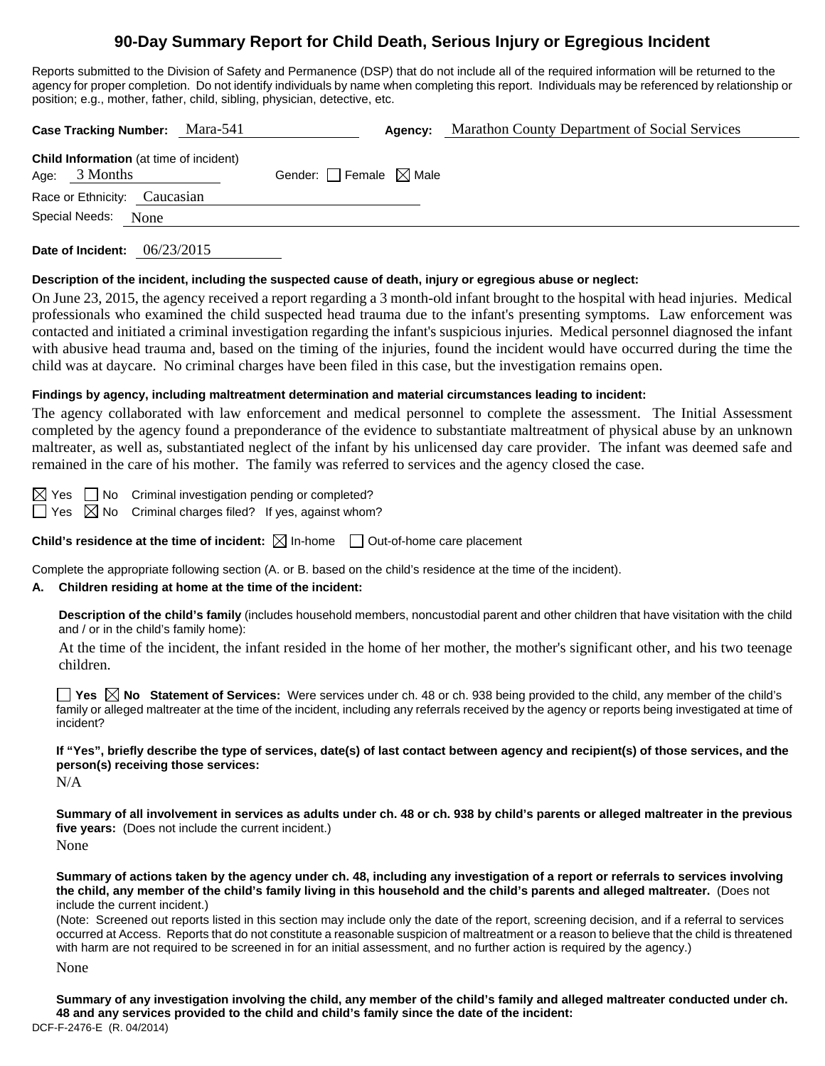# 90-Day Summary Report for Child Death, Serious Injury or Egregious Incident

Reports submitted to the Division of Safety and Permanence (DSP) that do not include all of the required information will be returned to the agency for proper completion. Do not identify individuals by name when completing this report. Individuals may be referenced by relationship or position; e.g., mother, father, child, sibling, physician, detective, etc.

**Case Tracking Number:** Mara-541 **Agency:** Marathon County Department of Social Services

**Child Information** (at time of incident)
Age: 3 Months Gender: ☐ Female ☒ Male
Race or Ethnicity: Caucasian
Special Needs: None

**Date of Incident:** 06/23/2015

**Description of the incident, including the suspected cause of death, injury or egregious abuse or neglect:**

On June 23, 2015, the agency received a report regarding a 3 month-old infant brought to the hospital with head injuries. Medical professionals who examined the child suspected head trauma due to the infant's presenting symptoms. Law enforcement was contacted and initiated a criminal investigation regarding the infant's suspicious injuries. Medical personnel diagnosed the infant with abusive head trauma and, based on the timing of the injuries, found the incident would have occurred during the time the child was at daycare. No criminal charges have been filed in this case, but the investigation remains open.

**Findings by agency, including maltreatment determination and material circumstances leading to incident:**

The agency collaborated with law enforcement and medical personnel to complete the assessment. The Initial Assessment completed by the agency found a preponderance of the evidence to substantiate maltreatment of physical abuse by an unknown maltreater, as well as, substantiated neglect of the infant by his unlicensed day care provider. The infant was deemed safe and remained in the care of his mother. The family was referred to services and the agency closed the case.

☒ Yes ☐ No Criminal investigation pending or completed?
☐ Yes ☒ No Criminal charges filed? If yes, against whom?

**Child's residence at the time of incident:** ☒ In-home ☐ Out-of-home care placement

Complete the appropriate following section (A. or B. based on the child's residence at the time of the incident).

**A. Children residing at home at the time of the incident:**

**Description of the child's family** (includes household members, noncustodial parent and other children that have visitation with the child and / or in the child's family home):

At the time of the incident, the infant resided in the home of her mother, the mother's significant other, and his two teenage children.

☐ **Yes** ☒ **No Statement of Services:** Were services under ch. 48 or ch. 938 being provided to the child, any member of the child's family or alleged maltreater at the time of the incident, including any referrals received by the agency or reports being investigated at time of incident?

**If "Yes", briefly describe the type of services, date(s) of last contact between agency and recipient(s) of those services, and the person(s) receiving those services:**

N/A

**Summary of all involvement in services as adults under ch. 48 or ch. 938 by child's parents or alleged maltreater in the previous five years:** (Does not include the current incident.)

None

**Summary of actions taken by the agency under ch. 48, including any investigation of a report or referrals to services involving the child, any member of the child's family living in this household and the child's parents and alleged maltreater.** (Does not include the current incident.)

(Note: Screened out reports listed in this section may include only the date of the report, screening decision, and if a referral to services occurred at Access. Reports that do not constitute a reasonable suspicion of maltreatment or a reason to believe that the child is threatened with harm are not required to be screened in for an initial assessment, and no further action is required by the agency.)

None

**Summary of any investigation involving the child, any member of the child's family and alleged maltreater conducted under ch. 48 and any services provided to the child and child's family since the date of the incident:**

DCF-F-2476-E (R. 04/2014)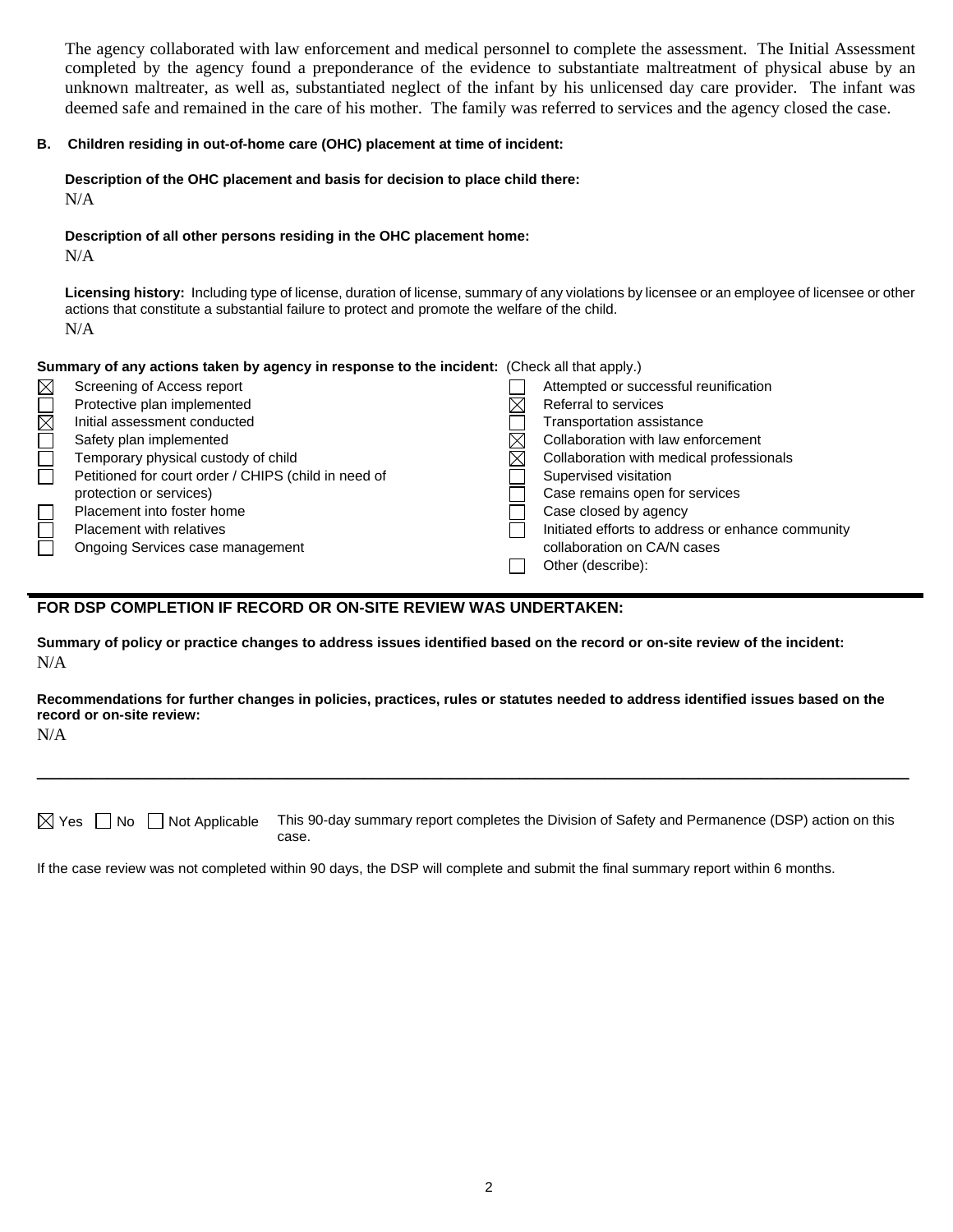The agency collaborated with law enforcement and medical personnel to complete the assessment. The Initial Assessment completed by the agency found a preponderance of the evidence to substantiate maltreatment of physical abuse by an unknown maltreater, as well as, substantiated neglect of the infant by his unlicensed day care provider. The infant was deemed safe and remained in the care of his mother. The family was referred to services and the agency closed the case.

**B. Children residing in out-of-home care (OHC) placement at time of incident:**

**Description of the OHC placement and basis for decision to place child there:**
N/A

**Description of all other persons residing in the OHC placement home:**
N/A

**Licensing history:** Including type of license, duration of license, summary of any violations by licensee or an employee of licensee or other actions that constitute a substantial failure to protect and promote the welfare of the child.
N/A

**Summary of any actions taken by agency in response to the incident:** (Check all that apply.)

- [x] Screening of Access report
- [ ] Protective plan implemented
- [x] Initial assessment conducted
- [ ] Safety plan implemented
- [ ] Temporary physical custody of child
- [ ] Petitioned for court order / CHIPS (child in need of protection or services)
- [ ] Placement into foster home
- [ ] Placement with relatives
- [ ] Ongoing Services case management
- [ ] Attempted or successful reunification
- [x] Referral to services
- [ ] Transportation assistance
- [x] Collaboration with law enforcement
- [x] Collaboration with medical professionals
- [ ] Supervised visitation
- [ ] Case remains open for services
- [ ] Case closed by agency
- [ ] Initiated efforts to address or enhance community collaboration on CA/N cases
- [ ] Other (describe):

## FOR DSP COMPLETION IF RECORD OR ON-SITE REVIEW WAS UNDERTAKEN:

**Summary of policy or practice changes to address issues identified based on the record or on-site review of the incident:**
N/A

**Recommendations for further changes in policies, practices, rules or statutes needed to address identified issues based on the record or on-site review:**
N/A

---

[x] Yes [ ] No [ ] Not Applicable This 90-day summary report completes the Division of Safety and Permanence (DSP) action on this case.

If the case review was not completed within 90 days, the DSP will complete and submit the final summary report within 6 months.